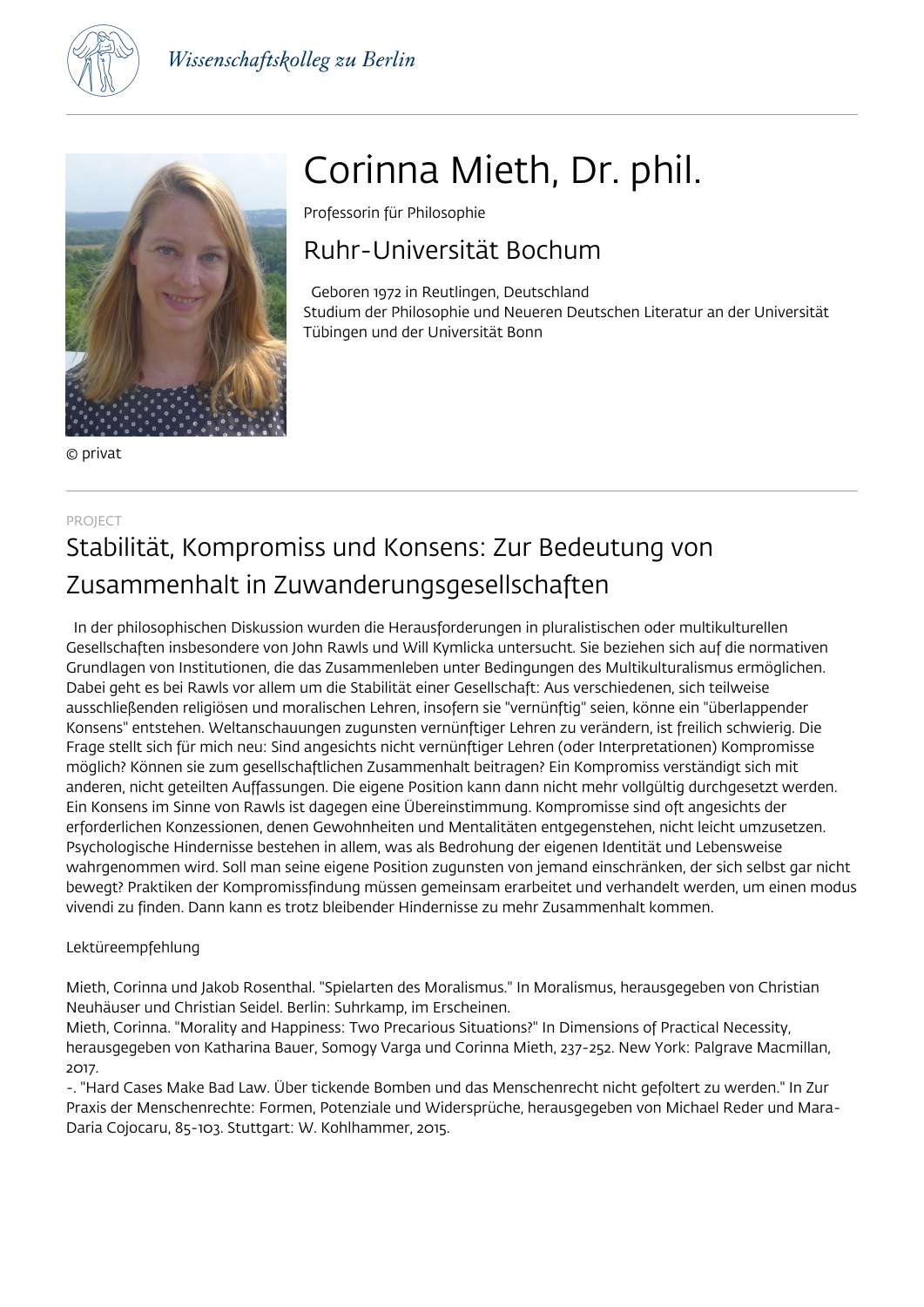Wissenschaftskolleg zu Berlin

# Corinna Mieth, Dr. phil.

Professorin für Philosophie

## Ruhr-Universität Bochum

Geboren 1972 in Reutlingen, Deutschland
Studium der Philosophie und Neueren Deutschen Literatur an der Universität Tübingen und der Universität Bonn

© privat

PROJECT

## Stabilität, Kompromiss und Konsens: Zur Bedeutung von Zusammenhalt in Zuwanderungsgesellschaften

In der philosophischen Diskussion wurden die Herausforderungen in pluralistischen oder multikulturellen Gesellschaften insbesondere von John Rawls und Will Kymlicka untersucht. Sie beziehen sich auf die normativen Grundlagen von Institutionen, die das Zusammenleben unter Bedingungen des Multikulturalismus ermöglichen. Dabei geht es bei Rawls vor allem um die Stabilität einer Gesellschaft: Aus verschiedenen, sich teilweise ausschließenden religiösen und moralischen Lehren, insofern sie "vernünftig" seien, könne ein "überlappender Konsens" entstehen. Weltanschauungen zugunsten vernünftiger Lehren zu verändern, ist freilich schwierig. Die Frage stellt sich für mich neu: Sind angesichts nicht vernünftiger Lehren (oder Interpretationen) Kompromisse möglich? Können sie zum gesellschaftlichen Zusammenhalt beitragen? Ein Kompromiss verständigt sich mit anderen, nicht geteilten Auffassungen. Die eigene Position kann dann nicht mehr vollgültig durchgesetzt werden. Ein Konsens im Sinne von Rawls ist dagegen eine Übereinstimmung. Kompromisse sind oft angesichts der erforderlichen Konzessionen, denen Gewohnheiten und Mentalitäten entgegenstehen, nicht leicht umzusetzen. Psychologische Hindernisse bestehen in allem, was als Bedrohung der eigenen Identität und Lebensweise wahrgenommen wird. Soll man seine eigene Position zugunsten von jemand einschränken, der sich selbst gar nicht bewegt? Praktiken der Kompromissfindung müssen gemeinsam erarbeitet und verhandelt werden, um einen modus vivendi zu finden. Dann kann es trotz bleibender Hindernisse zu mehr Zusammenhalt kommen.

Lektüreempfehlung

Mieth, Corinna und Jakob Rosenthal. "Spielarten des Moralismus." In Moralismus, herausgegeben von Christian Neuhäuser und Christian Seidel. Berlin: Suhrkamp, im Erscheinen.
Mieth, Corinna. "Morality and Happiness: Two Precarious Situations?" In Dimensions of Practical Necessity, herausgegeben von Katharina Bauer, Somogy Varga und Corinna Mieth, 237-252. New York: Palgrave Macmillan, 2017.
-. "Hard Cases Make Bad Law. Über tickende Bomben und das Menschenrecht nicht gefoltert zu werden." In Zur Praxis der Menschenrechte: Formen, Potenziale und Widersprüche, herausgegeben von Michael Reder und Mara-Daria Cojocaru, 85-103. Stuttgart: W. Kohlhammer, 2015.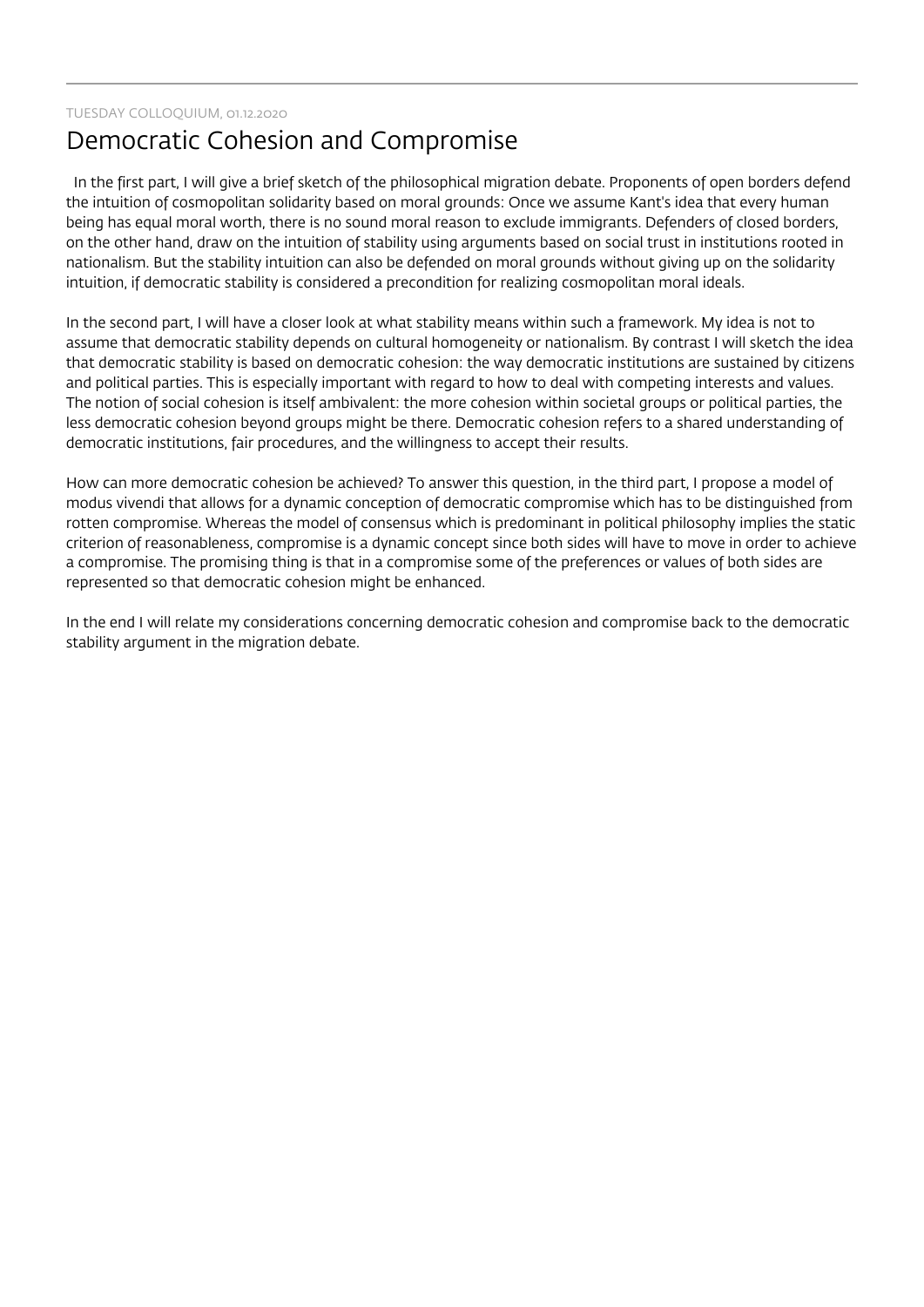TUESDAY COLLOQUIUM, 01.12.2020

# Democratic Cohesion and Compromise

In the first part, I will give a brief sketch of the philosophical migration debate. Proponents of open borders defend the intuition of cosmopolitan solidarity based on moral grounds: Once we assume Kant's idea that every human being has equal moral worth, there is no sound moral reason to exclude immigrants. Defenders of closed borders, on the other hand, draw on the intuition of stability using arguments based on social trust in institutions rooted in nationalism. But the stability intuition can also be defended on moral grounds without giving up on the solidarity intuition, if democratic stability is considered a precondition for realizing cosmopolitan moral ideals.

In the second part, I will have a closer look at what stability means within such a framework. My idea is not to assume that democratic stability depends on cultural homogeneity or nationalism. By contrast I will sketch the idea that democratic stability is based on democratic cohesion: the way democratic institutions are sustained by citizens and political parties. This is especially important with regard to how to deal with competing interests and values. The notion of social cohesion is itself ambivalent: the more cohesion within societal groups or political parties, the less democratic cohesion beyond groups might be there. Democratic cohesion refers to a shared understanding of democratic institutions, fair procedures, and the willingness to accept their results.

How can more democratic cohesion be achieved? To answer this question, in the third part, I propose a model of modus vivendi that allows for a dynamic conception of democratic compromise which has to be distinguished from rotten compromise. Whereas the model of consensus which is predominant in political philosophy implies the static criterion of reasonableness, compromise is a dynamic concept since both sides will have to move in order to achieve a compromise. The promising thing is that in a compromise some of the preferences or values of both sides are represented so that democratic cohesion might be enhanced.

In the end I will relate my considerations concerning democratic cohesion and compromise back to the democratic stability argument in the migration debate.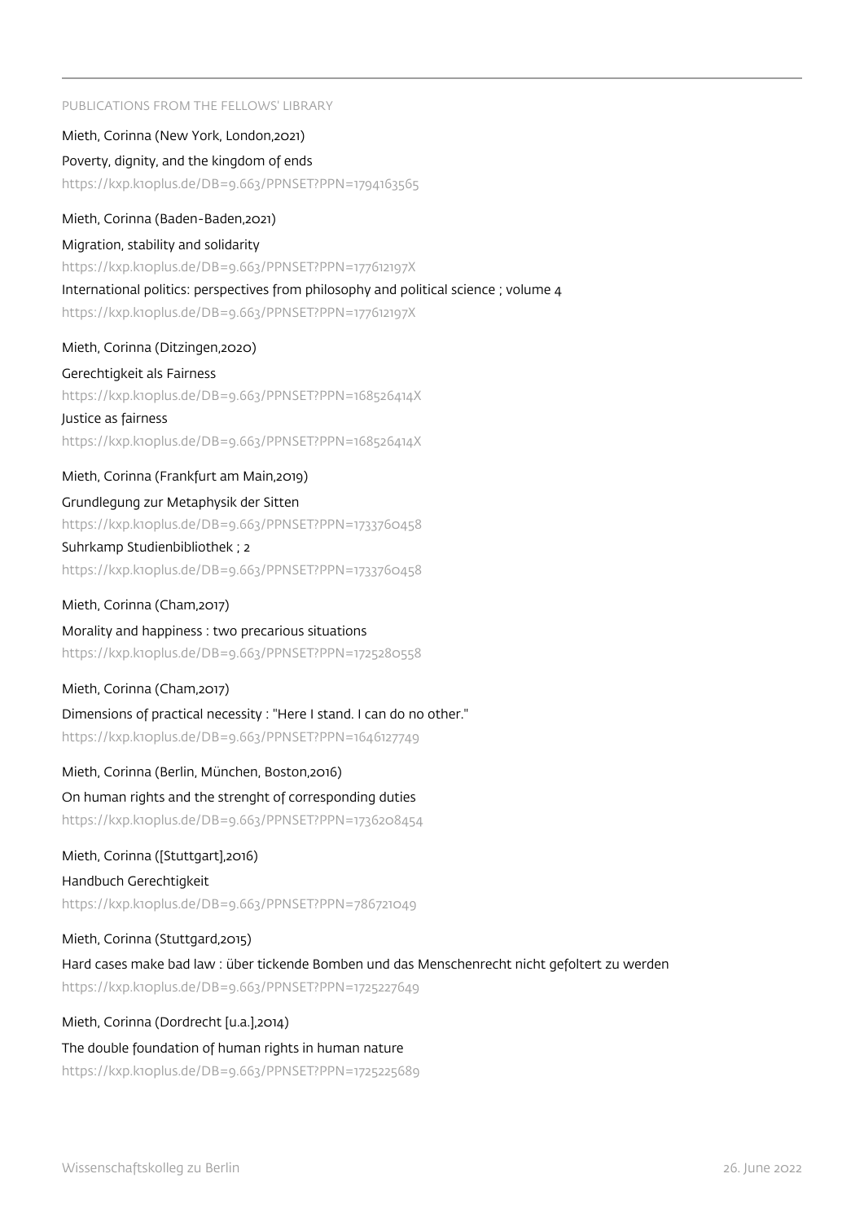PUBLICATIONS FROM THE FELLOWS' LIBRARY

Mieth, Corinna (New York, London,2021)

Poverty, dignity, and the kingdom of ends

https://kxp.k10plus.de/DB=9.663/PPNSET?PPN=1794163565

Mieth, Corinna (Baden-Baden,2021)

Migration, stability and solidarity

https://kxp.k10plus.de/DB=9.663/PPNSET?PPN=177612197X

International politics: perspectives from philosophy and political science ; volume 4

https://kxp.k10plus.de/DB=9.663/PPNSET?PPN=177612197X

Mieth, Corinna (Ditzingen,2020)

Gerechtigkeit als Fairness

https://kxp.k10plus.de/DB=9.663/PPNSET?PPN=168526414X

Justice as fairness

https://kxp.k10plus.de/DB=9.663/PPNSET?PPN=168526414X

Mieth, Corinna (Frankfurt am Main,2019)

Grundlegung zur Metaphysik der Sitten

https://kxp.k10plus.de/DB=9.663/PPNSET?PPN=1733760458

Suhrkamp Studienbibliothek ; 2

https://kxp.k10plus.de/DB=9.663/PPNSET?PPN=1733760458

Mieth, Corinna (Cham,2017)

Morality and happiness : two precarious situations

https://kxp.k10plus.de/DB=9.663/PPNSET?PPN=1725280558

Mieth, Corinna (Cham,2017)

Dimensions of practical necessity : "Here I stand. I can do no other."

https://kxp.k10plus.de/DB=9.663/PPNSET?PPN=1646127749

Mieth, Corinna (Berlin, München, Boston,2016)

On human rights and the strenght of corresponding duties

https://kxp.k10plus.de/DB=9.663/PPNSET?PPN=1736208454

Mieth, Corinna ([Stuttgart],2016)

Handbuch Gerechtigkeit

https://kxp.k10plus.de/DB=9.663/PPNSET?PPN=786721049

Mieth, Corinna (Stuttgard,2015)

Hard cases make bad law : über tickende Bomben und das Menschenrecht nicht gefoltert zu werden

https://kxp.k10plus.de/DB=9.663/PPNSET?PPN=1725227649

Mieth, Corinna (Dordrecht [u.a.],2014)

The double foundation of human rights in human nature

https://kxp.k10plus.de/DB=9.663/PPNSET?PPN=1725225689